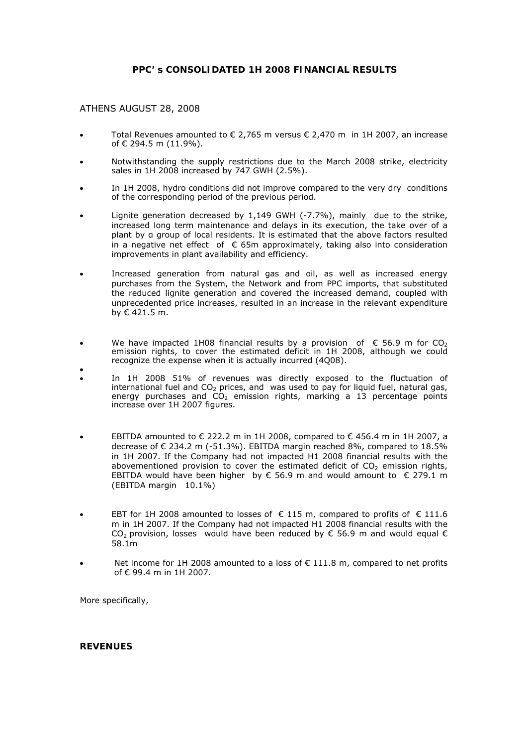# PPC' s CONSOLIDATED 1H 2008 FINANCIAL RESULTS

ATHENS AUGUST 28, 2008

- Total Revenues amounted to € 2,765 m versus € 2,470 m in 1H 2007, an increase of € 294.5 m (11.9%).
- Notwithstanding the supply restrictions due to the March 2008 strike, electricity sales in 1H 2008 increased by 747 GWH (2.5%).
- In 1H 2008, hydro conditions did not improve compared to the very dry conditions of the corresponding period of the previous period.
- Lignite generation decreased by 1,149 GWH (-7.7%), mainly due to the strike, increased long term maintenance and delays in its execution, the take over of a plant by ɑ group of local residents. It is estimated that the above factors resulted in a negative net effect of € 65m approximately, taking also into consideration improvements in plant availability and efficiency.
- Increased generation from natural gas and oil, as well as increased energy purchases from the System, the Network and from PPC imports, that substituted the reduced lignite generation and covered the increased demand, coupled with unprecedented price increases, resulted in an increase in the relevant expenditure by € 421.5 m.
- We have impacted 1H08 financial results by a provision of € 56.9 m for $CO_2$ emission rights, to cover the estimated deficit in 1H 2008, although we could recognize the expense when it is actually incurred (4Q08).
- In 1H 2008 51% of revenues was directly exposed to the fluctuation of international fuel and $CO_2$ prices, and was used to pay for liquid fuel, natural gas, energy purchases and $CO_2$ emission rights, marking a 13 percentage points increase over 1H 2007 figures.
- EBITDA amounted to € 222.2 m in 1H 2008, compared to € 456.4 m in 1H 2007, a decrease of € 234.2 m (-51.3%). EBITDA margin reached 8%, compared to 18.5% in 1H 2007. If the Company had not impacted H1 2008 financial results with the abovementioned provision to cover the estimated deficit of $CO_2$ emission rights, EBITDA would have been higher by € 56.9 m and would amount to € 279.1 m (EBITDA margin 10.1%)
- EBT for 1H 2008 amounted to losses of € 115 m, compared to profits of € 111.6 m in 1H 2007. If the Company had not impacted H1 2008 financial results with the $CO_2$ provision, losses would have been reduced by € 56.9 m and would equal € 58.1m
- Net income for 1H 2008 amounted to a loss of € 111.8 m, compared to net profits of € 99.4 m in 1H 2007.

More specifically,

**REVENUES**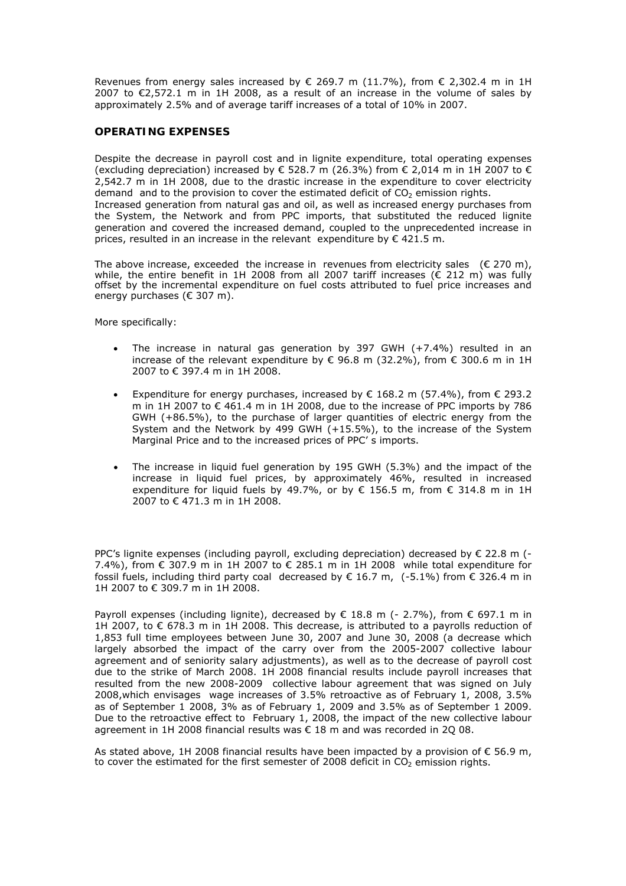Revenues from energy sales increased by € 269.7 m (11.7%), from € 2,302.4 m in 1H 2007 to €2,572.1 m in 1H 2008, as a result of an increase in the volume of sales by approximately 2.5% and of average tariff increases of a total of 10% in 2007.

## OPERATING EXPENSES

Despite the decrease in payroll cost and in lignite expenditure, total operating expenses (excluding depreciation) increased by € 528.7 m (26.3%) from € 2,014 m in 1H 2007 to € 2,542.7 m in 1H 2008, due to the drastic increase in the expenditure to cover electricity demand and to the provision to cover the estimated deficit of $CO_2$ emission rights. Increased generation from natural gas and oil, as well as increased energy purchases from the System, the Network and from PPC imports, that substituted the reduced lignite generation and covered the increased demand, coupled to the unprecedented increase in prices, resulted in an increase in the relevant expenditure by € 421.5 m.

The above increase, exceeded the increase in revenues from electricity sales (€ 270 m), while, the entire benefit in 1H 2008 from all 2007 tariff increases (€ 212 m) was fully offset by the incremental expenditure on fuel costs attributed to fuel price increases and energy purchases (€ 307 m).

More specifically:

- The increase in natural gas generation by 397 GWH (+7.4%) resulted in an increase of the relevant expenditure by € 96.8 m (32.2%), from € 300.6 m in 1H 2007 to € 397.4 m in 1H 2008.

- Expenditure for energy purchases, increased by € 168.2 m (57.4%), from € 293.2 m in 1H 2007 to € 461.4 m in 1H 2008, due to the increase of PPC imports by 786 GWH (+86.5%), to the purchase of larger quantities of electric energy from the System and the Network by 499 GWH (+15.5%), to the increase of the System Marginal Price and to the increased prices of PPC' s imports.

- The increase in liquid fuel generation by 195 GWH (5.3%) and the impact of the increase in liquid fuel prices, by approximately 46%, resulted in increased expenditure for liquid fuels by 49.7%, or by € 156.5 m, from € 314.8 m in 1H 2007 to € 471.3 m in 1H 2008.

PPC's lignite expenses (including payroll, excluding depreciation) decreased by € 22.8 m (-7.4%), from € 307.9 m in 1H 2007 to € 285.1 m in 1H 2008 while total expenditure for fossil fuels, including third party coal decreased by € 16.7 m, (-5.1%) from € 326.4 m in 1H 2007 to € 309.7 m in 1H 2008.

Payroll expenses (including lignite), decreased by € 18.8 m (- 2.7%), from € 697.1 m in 1H 2007, to € 678.3 m in 1H 2008. This decrease, is attributed to a payrolls reduction of 1,853 full time employees between June 30, 2007 and June 30, 2008 (a decrease which largely absorbed the impact of the carry over from the 2005-2007 collective labour agreement and of seniority salary adjustments), as well as to the decrease of payroll cost due to the strike of March 2008. 1H 2008 financial results include payroll increases that resulted from the new 2008-2009 collective labour agreement that was signed on July 2008,which envisages wage increases of 3.5% retroactive as of February 1, 2008, 3.5% as of September 1 2008, 3% as of February 1, 2009 and 3.5% as of September 1 2009. Due to the retroactive effect to February 1, 2008, the impact of the new collective labour agreement in 1H 2008 financial results was € 18 m and was recorded in 2Q 08.

As stated above, 1H 2008 financial results have been impacted by a provision of € 56.9 m, to cover the estimated for the first semester of 2008 deficit in $CO_2$ emission rights.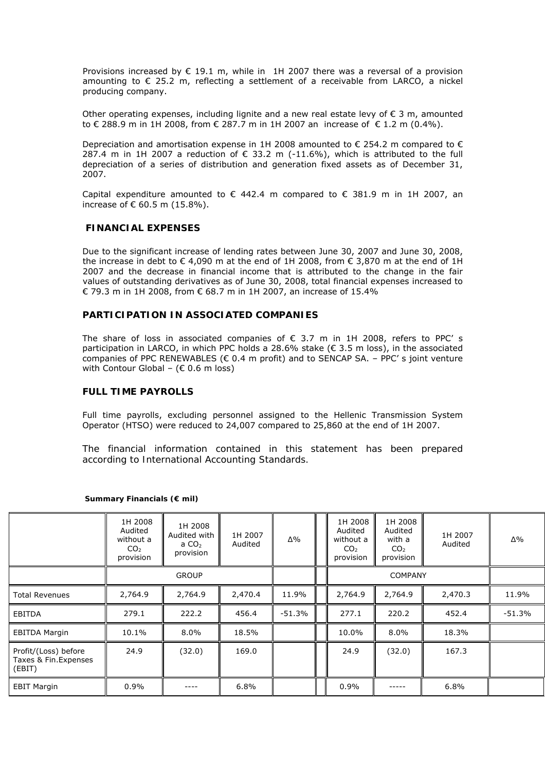Provisions increased by € 19.1 m, while in 1H 2007 there was a reversal of a provision amounting to € 25.2 m, reflecting a settlement of a receivable from LARCO, a nickel producing company.

Other operating expenses, including lignite and a new real estate levy of € 3 m, amounted to € 288.9 m in 1H 2008, from € 287.7 m in 1H 2007 an increase of € 1.2 m (0.4%).

Depreciation and amortisation expense in 1H 2008 amounted to € 254.2 m compared to € 287.4 m in 1H 2007 a reduction of € 33.2 m (-11.6%), which is attributed to the full depreciation of a series of distribution and generation fixed assets as of December 31, 2007.

Capital expenditure amounted to € 442.4 m compared to € 381.9 m in 1H 2007, an increase of € 60.5 m (15.8%).

## FINANCIAL EXPENSES

Due to the significant increase of lending rates between June 30, 2007 and June 30, 2008, the increase in debt to € 4,090 m at the end of 1H 2008, from € 3,870 m at the end of 1H 2007 and the decrease in financial income that is attributed to the change in the fair values of outstanding derivatives as of June 30, 2008, total financial expenses increased to € 79.3 m in 1H 2008, from € 68.7 m in 1H 2007, an increase of 15.4%

## PARTICIPATION IN ASSOCIATED COMPANIES

The share of loss in associated companies of € 3.7 m in 1H 2008, refers to PPC' s participation in LARCO, in which PPC holds a 28.6% stake (€ 3.5 m loss), in the associated companies of PPC RENEWABLES (€ 0.4 m profit) and to SENCAP SA. – PPC' s joint venture with Contour Global – (€ 0.6 m loss)

## FULL TIME PAYROLLS

Full time payrolls, excluding personnel assigned to the Hellenic Transmission System Operator (HTSO) were reduced to 24,007 compared to 25,860 at the end of 1H 2007.

The financial information contained in this statement has been prepared according to International Accounting Standards.

**Summary Financials (€ mil)**

| | 1H 2008 Audited without a $CO_2$ provision | 1H 2008 Audited with a $CO_2$ provision | 1H 2007 Audited | Δ% | | 1H 2008 Audited without a $CO_2$ provision | 1H 2008 Audited with a $CO_2$ provision | 1H 2007 Audited | Δ% |
|---|---|---|---|---|---|---|---|---|---|
| | GROUP | | | | | COMPANY | | | |
| Total Revenues | 2,764.9 | 2,764.9 | 2,470.4 | 11.9% | | 2,764.9 | 2,764.9 | 2,470.3 | 11.9% |
| EBITDA | 279.1 | 222.2 | 456.4 | -51.3% | | 277.1 | 220.2 | 452.4 | -51.3% |
| EBITDA Margin | 10.1% | 8.0% | 18.5% | | | 10.0% | 8.0% | 18.3% | |
| Profit/(Loss) before Taxes & Fin.Expenses (EBIT) | 24.9 | (32.0) | 169.0 | | | 24.9 | (32.0) | 167.3 | |
| EBIT Margin | 0.9% | ---- | 6.8% | | | 0.9% | ----- | 6.8% | |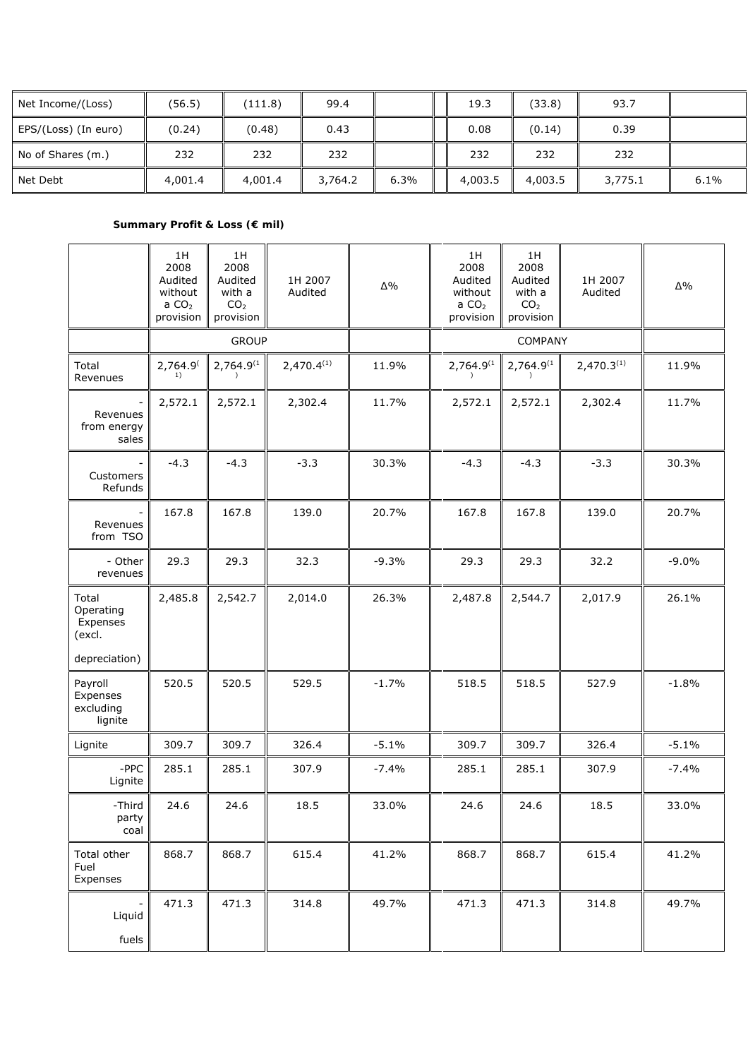| Net Income/(Loss) | (56.5) | (111.8) | 99.4 | | | 19.3 | (33.8) | 93.7 | |
|---|---|---|---|---|---|---|---|---|---|
| EPS/(Loss) (In euro) | (0.24) | (0.48) | 0.43 | | | 0.08 | (0.14) | 0.39 | |
| No of Shares (m.) | 232 | 232 | 232 | | | 232 | 232 | 232 | |
| Net Debt | 4,001.4 | 4,001.4 | 3,764.2 | 6.3% | | 4,003.5 | 4,003.5 | 3,775.1 | 6.1% |

**Summary Profit & Loss (€ mil)**

| | 1H 2008 Audited without a $CO_2$ provision | 1H 2008 Audited with a $CO_2$ provision | 1H 2007 Audited | Δ% | 1H 2008 Audited without a $CO_2$ provision | 1H 2008 Audited with a $CO_2$ provision | 1H 2007 Audited | Δ% |
|---|---|---|---|---|---|---|---|---|
| | GROUP | | | | COMPANY | | | |
| Total Revenues | 2,764.9(1) | 2,764.9(1) | 2,470.4(1) | 11.9% | 2,764.9(1) | 2,764.9(1) | 2,470.3(1) | 11.9% |
| - Revenues from energy sales | 2,572.1 | 2,572.1 | 2,302.4 | 11.7% | 2,572.1 | 2,572.1 | 2,302.4 | 11.7% |
| - Customers Refunds | -4.3 | -4.3 | -3.3 | 30.3% | -4.3 | -4.3 | -3.3 | 30.3% |
| - Revenues from TSO | 167.8 | 167.8 | 139.0 | 20.7% | 167.8 | 167.8 | 139.0 | 20.7% |
| - Other revenues | 29.3 | 29.3 | 32.3 | -9.3% | 29.3 | 29.3 | 32.2 | -9.0% |
| Total Operating Expenses (excl. depreciation) | 2,485.8 | 2,542.7 | 2,014.0 | 26.3% | 2,487.8 | 2,544.7 | 2,017.9 | 26.1% |
| Payroll Expenses excluding lignite | 520.5 | 520.5 | 529.5 | -1.7% | 518.5 | 518.5 | 527.9 | -1.8% |
| Lignite | 309.7 | 309.7 | 326.4 | -5.1% | 309.7 | 309.7 | 326.4 | -5.1% |
| -PPC Lignite | 285.1 | 285.1 | 307.9 | -7.4% | 285.1 | 285.1 | 307.9 | -7.4% |
| -Third party coal | 24.6 | 24.6 | 18.5 | 33.0% | 24.6 | 24.6 | 18.5 | 33.0% |
| Total other Fuel Expenses | 868.7 | 868.7 | 615.4 | 41.2% | 868.7 | 868.7 | 615.4 | 41.2% |
| - Liquid fuels | 471.3 | 471.3 | 314.8 | 49.7% | 471.3 | 471.3 | 314.8 | 49.7% |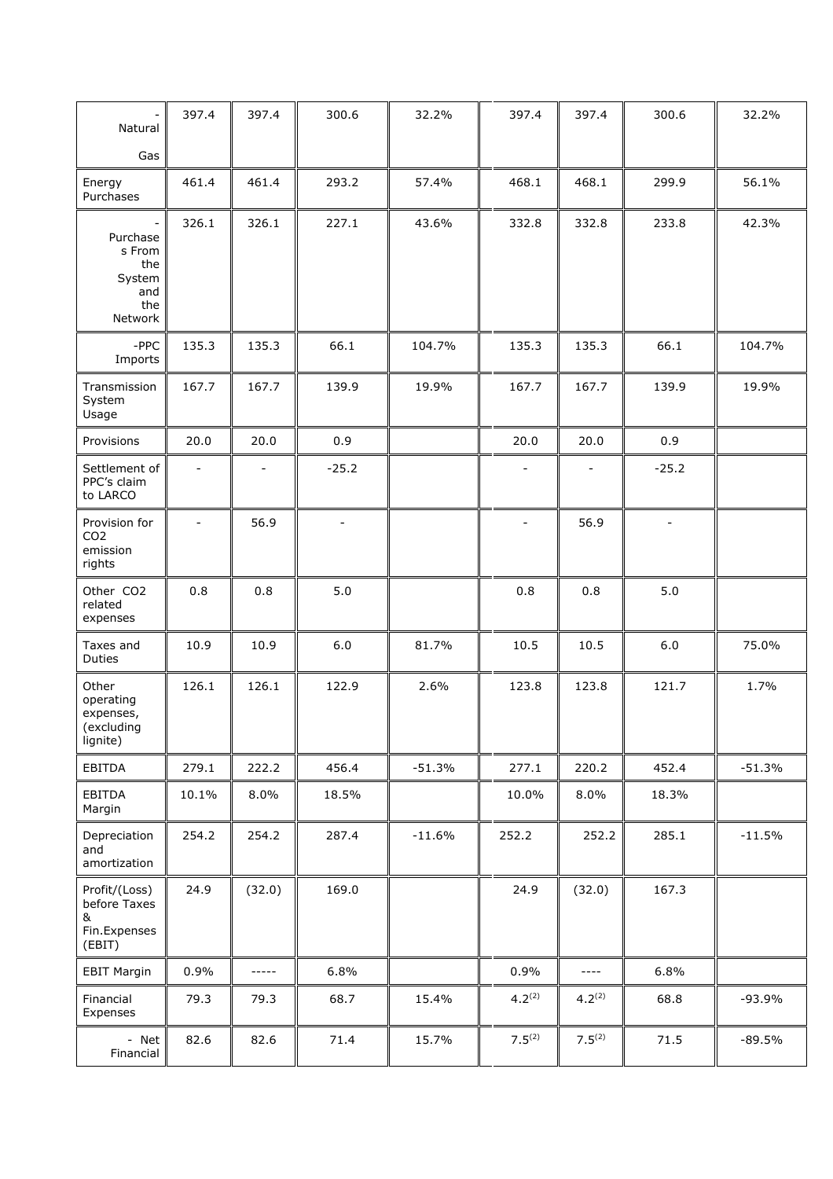| - Natural Gas | 397.4 | 397.4 | 300.6 | 32.2% | 397.4 | 397.4 | 300.6 | 32.2% |
|---|---|---|---|---|---|---|---|---|
| Energy Purchases | 461.4 | 461.4 | 293.2 | 57.4% | 468.1 | 468.1 | 299.9 | 56.1% |
| - Purchases From the System and the Network | 326.1 | 326.1 | 227.1 | 43.6% | 332.8 | 332.8 | 233.8 | 42.3% |
| -PPC Imports | 135.3 | 135.3 | 66.1 | 104.7% | 135.3 | 135.3 | 66.1 | 104.7% |
| Transmission System Usage | 167.7 | 167.7 | 139.9 | 19.9% | 167.7 | 167.7 | 139.9 | 19.9% |
| Provisions | 20.0 | 20.0 | 0.9 | | 20.0 | 20.0 | 0.9 | |
| Settlement of PPC's claim to LARCO | - | - | -25.2 | | - | - | -25.2 | |
| Provision for $CO_2$ emission rights | - | 56.9 | - | | - | 56.9 | - | |
| Other $CO_2$ related expenses | 0.8 | 0.8 | 5.0 | | 0.8 | 0.8 | 5.0 | |
| Taxes and Duties | 10.9 | 10.9 | 6.0 | 81.7% | 10.5 | 10.5 | 6.0 | 75.0% |
| Other operating expenses, (excluding lignite) | 126.1 | 126.1 | 122.9 | 2.6% | 123.8 | 123.8 | 121.7 | 1.7% |
| EBITDA | 279.1 | 222.2 | 456.4 | -51.3% | 277.1 | 220.2 | 452.4 | -51.3% |
| EBITDA Margin | 10.1% | 8.0% | 18.5% | | 10.0% | 8.0% | 18.3% | |
| Depreciation and amortization | 254.2 | 254.2 | 287.4 | -11.6% | 252.2 | 252.2 | 285.1 | -11.5% |
| Profit/(Loss) before Taxes & Fin.Expenses (EBIT) | 24.9 | (32.0) | 169.0 | | 24.9 | (32.0) | 167.3 | |
| EBIT Margin | 0.9% | ----- | 6.8% | | 0.9% | ---- | 6.8% | |
| Financial Expenses | 79.3 | 79.3 | 68.7 | 15.4% | 4.2(2) | 4.2(2) | 68.8 | -93.9% |
| - Net Financial | 82.6 | 82.6 | 71.4 | 15.7% | 7.5(2) | 7.5(2) | 71.5 | -89.5% |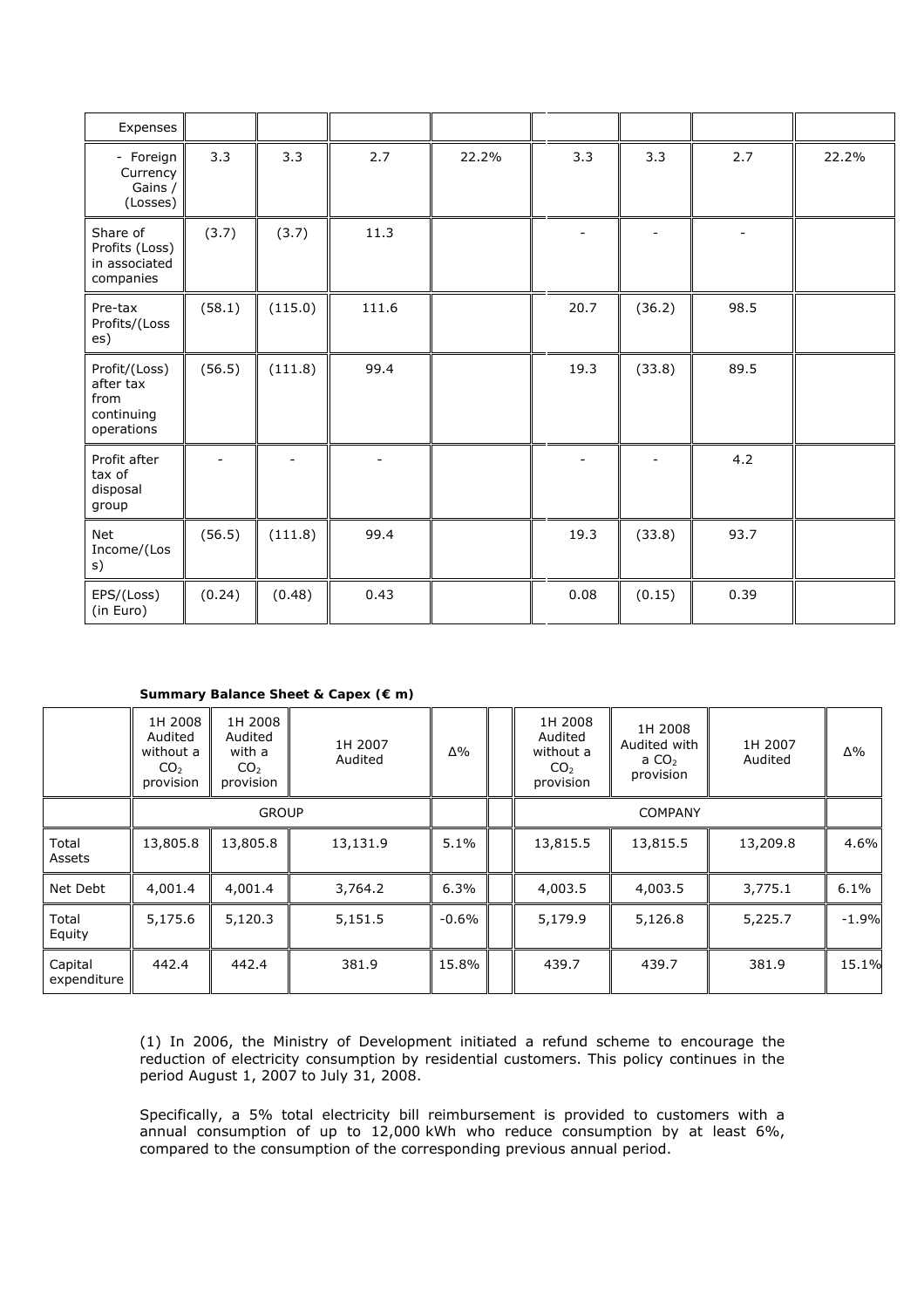| Expenses | | | | | | | | |
|---|---|---|---|---|---|---|---|---|
| - Foreign Currency Gains / (Losses) | 3.3 | 3.3 | 2.7 | 22.2% | 3.3 | 3.3 | 2.7 | 22.2% |
| Share of Profits (Loss) in associated companies | (3.7) | (3.7) | 11.3 | | - | - | - | |
| Pre-tax Profits/(Losses) | (58.1) | (115.0) | 111.6 | | 20.7 | (36.2) | 98.5 | |
| Profit/(Loss) after tax from continuing operations | (56.5) | (111.8) | 99.4 | | 19.3 | (33.8) | 89.5 | |
| Profit after tax of disposal group | - | - | - | | - | - | 4.2 | |
| Net Income/(Loss) | (56.5) | (111.8) | 99.4 | | 19.3 | (33.8) | 93.7 | |
| EPS/(Loss) (in Euro) | (0.24) | (0.48) | 0.43 | | 0.08 | (0.15) | 0.39 | |

**Summary Balance Sheet & Capex (€ m)**

| | 1H 2008 Audited without a $CO_2$ provision | 1H 2008 Audited with a $CO_2$ provision | 1H 2007 Audited | Δ% | | 1H 2008 Audited without a $CO_2$ provision | 1H 2008 Audited with a $CO_2$ provision | 1H 2007 Audited | Δ% |
|---|---|---|---|---|---|---|---|---|---|
| | GROUP | | | | | COMPANY | | | |
| Total Assets | 13,805.8 | 13,805.8 | 13,131.9 | 5.1% | | 13,815.5 | 13,815.5 | 13,209.8 | 4.6% |
| Net Debt | 4,001.4 | 4,001.4 | 3,764.2 | 6.3% | | 4,003.5 | 4,003.5 | 3,775.1 | 6.1% |
| Total Equity | 5,175.6 | 5,120.3 | 5,151.5 | -0.6% | | 5,179.9 | 5,126.8 | 5,225.7 | -1.9% |
| Capital expenditure | 442.4 | 442.4 | 381.9 | 15.8% | | 439.7 | 439.7 | 381.9 | 15.1% |

(1) In 2006, the Ministry of Development initiated a refund scheme to encourage the reduction of electricity consumption by residential customers. This policy continues in the period August 1, 2007 to July 31, 2008.

Specifically, a 5% total electricity bill reimbursement is provided to customers with a annual consumption of up to 12,000 kWh who reduce consumption by at least 6%, compared to the consumption of the corresponding previous annual period.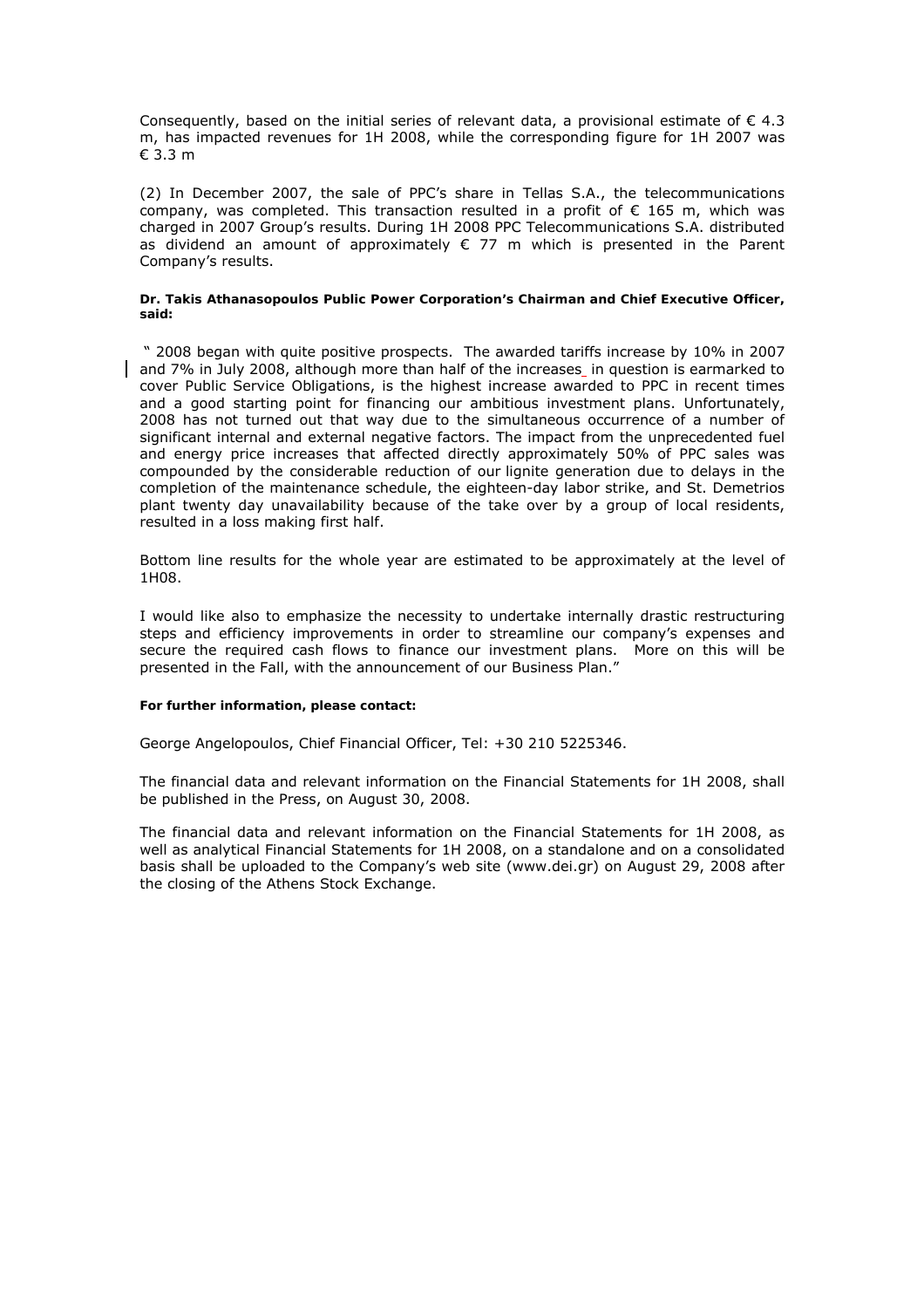Consequently, based on the initial series of relevant data, a provisional estimate of € 4.3 m, has impacted revenues for 1H 2008, while the corresponding figure for 1H 2007 was € 3.3 m

(2) In December 2007, the sale of PPC's share in Tellas S.A., the telecommunications company, was completed. This transaction resulted in a profit of € 165 m, which was charged in 2007 Group's results. During 1H 2008 PPC Telecommunications S.A. distributed as dividend an amount of approximately € 77 m which is presented in the Parent Company's results.

**Dr. Takis Athanasopoulos Public Power Corporation's Chairman and Chief Executive Officer, said:**

" 2008 began with quite positive prospects. The awarded tariffs increase by 10% in 2007 and 7% in July 2008, although more than half of the increases in question is earmarked to cover Public Service Obligations, is the highest increase awarded to PPC in recent times and a good starting point for financing our ambitious investment plans. Unfortunately, 2008 has not turned out that way due to the simultaneous occurrence of a number of significant internal and external negative factors. The impact from the unprecedented fuel and energy price increases that affected directly approximately 50% of PPC sales was compounded by the considerable reduction of our lignite generation due to delays in the completion of the maintenance schedule, the eighteen-day labor strike, and St. Demetrios plant twenty day unavailability because of the take over by a group of local residents, resulted in a loss making first half.

Bottom line results for the whole year are estimated to be approximately at the level of 1H08.

I would like also to emphasize the necessity to undertake internally drastic restructuring steps and efficiency improvements in order to streamline our company's expenses and secure the required cash flows to finance our investment plans. More on this will be presented in the Fall, with the announcement of our Business Plan."

**For further information, please contact:**

George Angelopoulos, Chief Financial Officer, Tel: +30 210 5225346.

The financial data and relevant information on the Financial Statements for 1H 2008, shall be published in the Press, on August 30, 2008.

The financial data and relevant information on the Financial Statements for 1H 2008, as well as analytical Financial Statements for 1H 2008, on a standalone and on a consolidated basis shall be uploaded to the Company's web site (www.dei.gr) on August 29, 2008 after the closing of the Athens Stock Exchange.